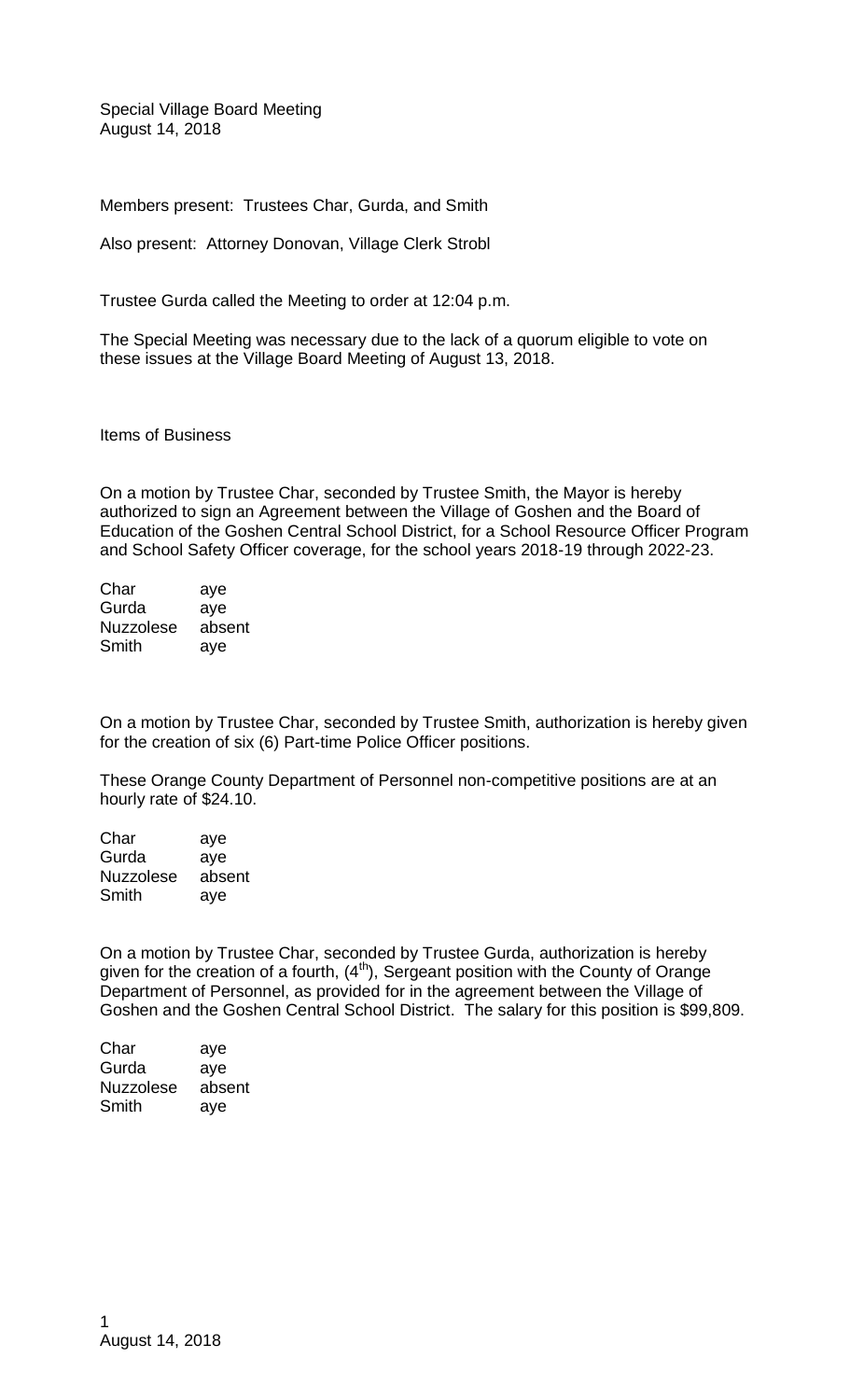Special Village Board Meeting
August 14, 2018

Members present: Trustees Char, Gurda, and Smith

Also present: Attorney Donovan, Village Clerk Strobl

Trustee Gurda called the Meeting to order at 12:04 p.m.

The Special Meeting was necessary due to the lack of a quorum eligible to vote on these issues at the Village Board Meeting of August 13, 2018.

Items of Business

On a motion by Trustee Char, seconded by Trustee Smith, the Mayor is hereby authorized to sign an Agreement between the Village of Goshen and the Board of Education of the Goshen Central School District, for a School Resource Officer Program and School Safety Officer coverage, for the school years 2018-19 through 2022-23.

| | |
|---|---|
| Char | aye |
| Gurda | aye |
| Nuzzolese | absent |
| Smith | aye |

On a motion by Trustee Char, seconded by Trustee Smith, authorization is hereby given for the creation of six (6) Part-time Police Officer positions.

These Orange County Department of Personnel non-competitive positions are at an hourly rate of $24.10.

| | |
|---|---|
| Char | aye |
| Gurda | aye |
| Nuzzolese | absent |
| Smith | aye |

On a motion by Trustee Char, seconded by Trustee Gurda, authorization is hereby given for the creation of a fourth, (4th), Sergeant position with the County of Orange Department of Personnel, as provided for in the agreement between the Village of Goshen and the Goshen Central School District. The salary for this position is $99,809.

| | |
|---|---|
| Char | aye |
| Gurda | aye |
| Nuzzolese | absent |
| Smith | aye |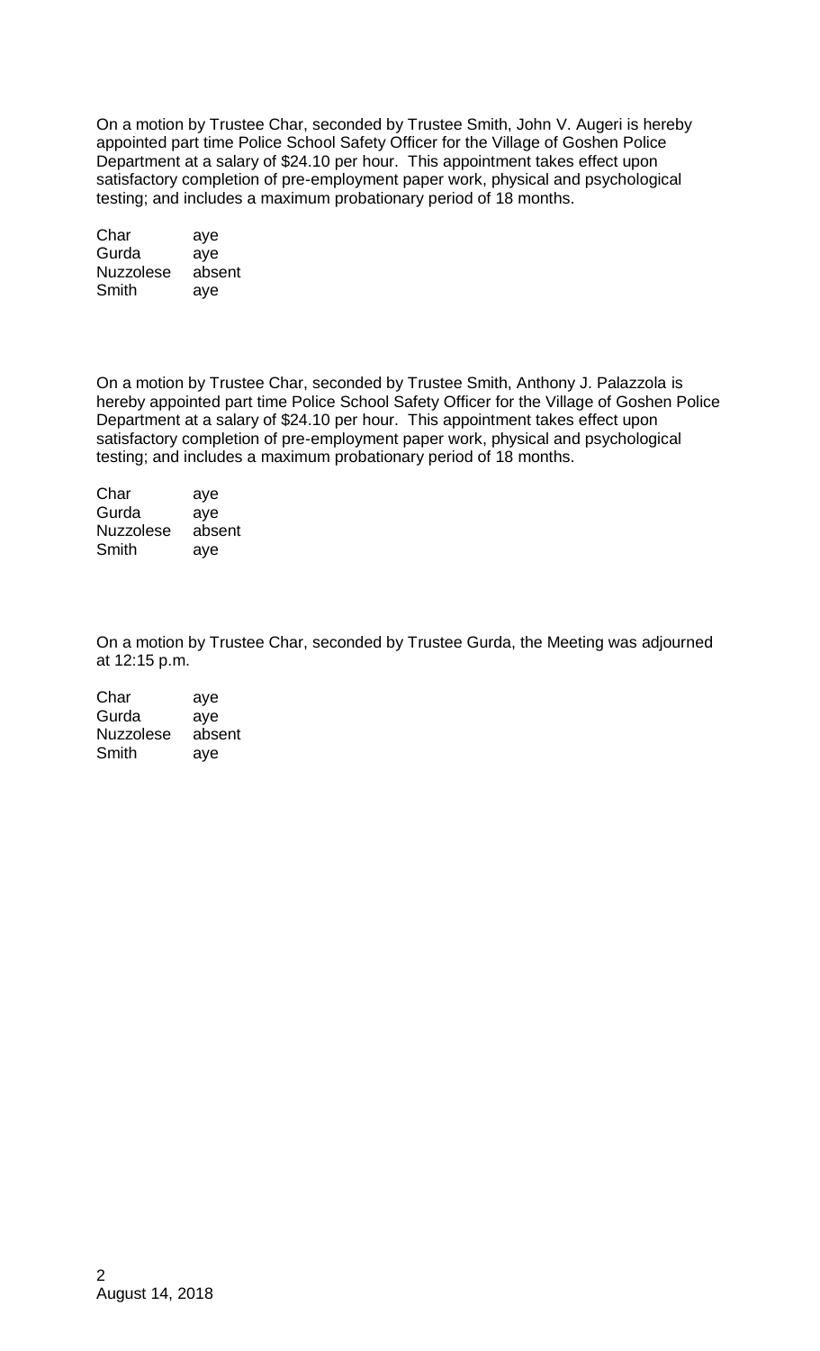On a motion by Trustee Char, seconded by Trustee Smith, John V. Augeri is hereby appointed part time Police School Safety Officer for the Village of Goshen Police Department at a salary of $24.10 per hour. This appointment takes effect upon satisfactory completion of pre-employment paper work, physical and psychological testing; and includes a maximum probationary period of 18 months.

| | |
|---|---|
| Char | aye |
| Gurda | aye |
| Nuzzolese | absent |
| Smith | aye |

On a motion by Trustee Char, seconded by Trustee Smith, Anthony J. Palazzola is hereby appointed part time Police School Safety Officer for the Village of Goshen Police Department at a salary of $24.10 per hour. This appointment takes effect upon satisfactory completion of pre-employment paper work, physical and psychological testing; and includes a maximum probationary period of 18 months.

| | |
|---|---|
| Char | aye |
| Gurda | aye |
| Nuzzolese | absent |
| Smith | aye |

On a motion by Trustee Char, seconded by Trustee Gurda, the Meeting was adjourned at 12:15 p.m.

| | |
|---|---|
| Char | aye |
| Gurda | aye |
| Nuzzolese | absent |
| Smith | aye |